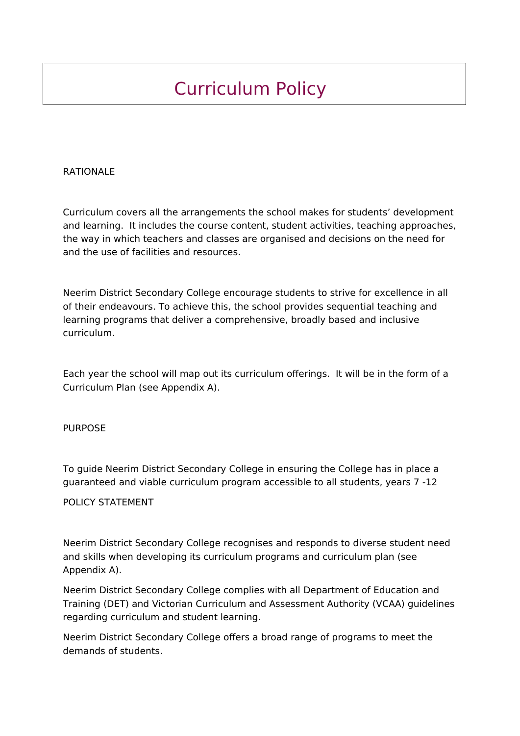# Curriculum Policy

## RATIONALE

Curriculum covers all the arrangements the school makes for students' development and learning. It includes the course content, student activities, teaching approaches, the way in which teachers and classes are organised and decisions on the need for and the use of facilities and resources.

Neerim District Secondary College encourage students to strive for excellence in all of their endeavours. To achieve this, the school provides sequential teaching and learning programs that deliver a comprehensive, broadly based and inclusive curriculum.

Each year the school will map out its curriculum offerings. It will be in the form of a Curriculum Plan (see Appendix A).

## PURPOSE

To guide Neerim District Secondary College in ensuring the College has in place a guaranteed and viable curriculum program accessible to all students, years 7 -12

## POLICY STATEMENT

Neerim District Secondary College recognises and responds to diverse student need and skills when developing its curriculum programs and curriculum plan (see Appendix A).

Neerim District Secondary College complies with all Department of Education and Training (DET) and Victorian Curriculum and Assessment Authority (VCAA) guidelines regarding curriculum and student learning.

Neerim District Secondary College offers a broad range of programs to meet the demands of students.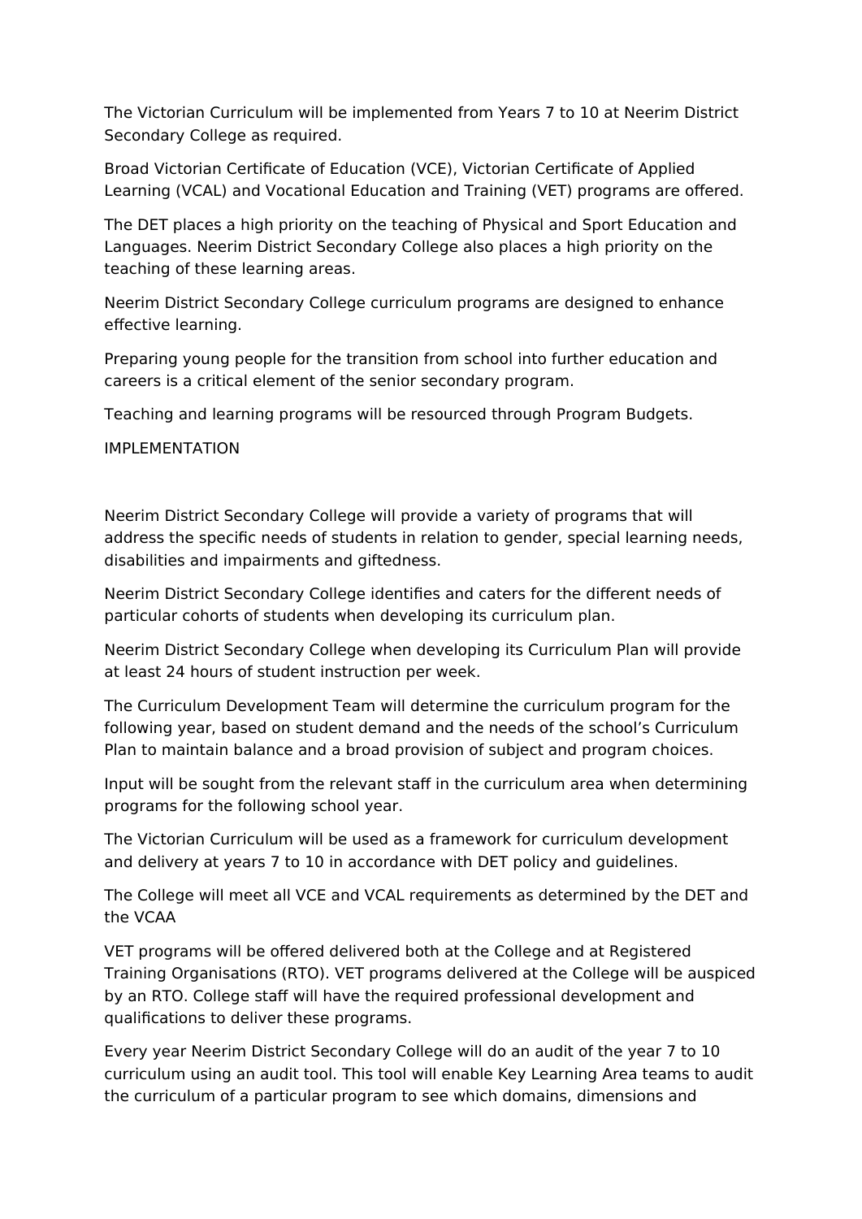The Victorian Curriculum will be implemented from Years 7 to 10 at Neerim District Secondary College as required.

Broad Victorian Certificate of Education (VCE), Victorian Certificate of Applied Learning (VCAL) and Vocational Education and Training (VET) programs are offered.

The DET places a high priority on the teaching of Physical and Sport Education and Languages. Neerim District Secondary College also places a high priority on the teaching of these learning areas.

Neerim District Secondary College curriculum programs are designed to enhance effective learning.

Preparing young people for the transition from school into further education and careers is a critical element of the senior secondary program.

Teaching and learning programs will be resourced through Program Budgets.

IMPLEMENTATION

Neerim District Secondary College will provide a variety of programs that will address the specific needs of students in relation to gender, special learning needs, disabilities and impairments and giftedness.

Neerim District Secondary College identifies and caters for the different needs of particular cohorts of students when developing its curriculum plan.

Neerim District Secondary College when developing its Curriculum Plan will provide at least 24 hours of student instruction per week.

The Curriculum Development Team will determine the curriculum program for the following year, based on student demand and the needs of the school's Curriculum Plan to maintain balance and a broad provision of subject and program choices.

Input will be sought from the relevant staff in the curriculum area when determining programs for the following school year.

The Victorian Curriculum will be used as a framework for curriculum development and delivery at years 7 to 10 in accordance with DET policy and guidelines.

The College will meet all VCE and VCAL requirements as determined by the DET and the VCAA

VET programs will be offered delivered both at the College and at Registered Training Organisations (RTO). VET programs delivered at the College will be auspiced by an RTO. College staff will have the required professional development and qualifications to deliver these programs.

Every year Neerim District Secondary College will do an audit of the year 7 to 10 curriculum using an audit tool. This tool will enable Key Learning Area teams to audit the curriculum of a particular program to see which domains, dimensions and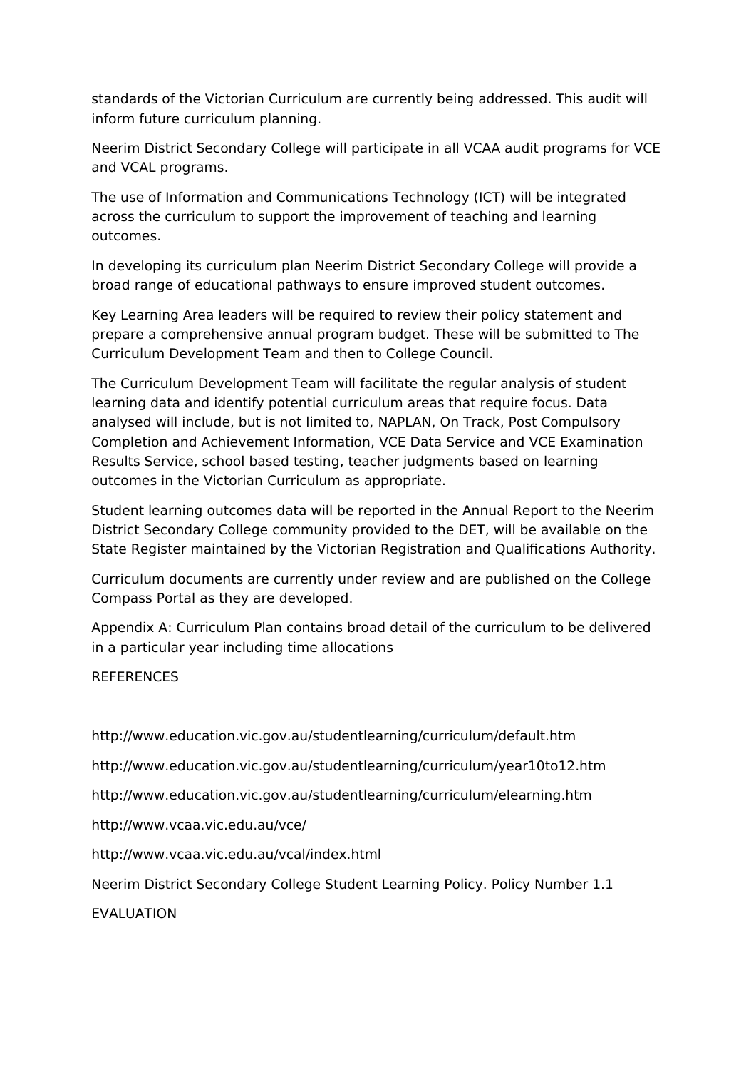standards of the Victorian Curriculum are currently being addressed. This audit will inform future curriculum planning.

Neerim District Secondary College will participate in all VCAA audit programs for VCE and VCAL programs.

The use of Information and Communications Technology (ICT) will be integrated across the curriculum to support the improvement of teaching and learning outcomes.

In developing its curriculum plan Neerim District Secondary College will provide a broad range of educational pathways to ensure improved student outcomes.

Key Learning Area leaders will be required to review their policy statement and prepare a comprehensive annual program budget. These will be submitted to The Curriculum Development Team and then to College Council.

The Curriculum Development Team will facilitate the regular analysis of student learning data and identify potential curriculum areas that require focus. Data analysed will include, but is not limited to, NAPLAN, On Track, Post Compulsory Completion and Achievement Information, VCE Data Service and VCE Examination Results Service, school based testing, teacher judgments based on learning outcomes in the Victorian Curriculum as appropriate.

Student learning outcomes data will be reported in the Annual Report to the Neerim District Secondary College community provided to the DET, will be available on the State Register maintained by the Victorian Registration and Qualifications Authority.

Curriculum documents are currently under review and are published on the College Compass Portal as they are developed.

Appendix A: Curriculum Plan contains broad detail of the curriculum to be delivered in a particular year including time allocations

REFERENCES

http://www.education.vic.gov.au/studentlearning/curriculum/default.htm

http://www.education.vic.gov.au/studentlearning/curriculum/year10to12.htm

http://www.education.vic.gov.au/studentlearning/curriculum/elearning.htm

http://www.vcaa.vic.edu.au/vce/

http://www.vcaa.vic.edu.au/vcal/index.html

Neerim District Secondary College Student Learning Policy. Policy Number 1.1

EVALUATION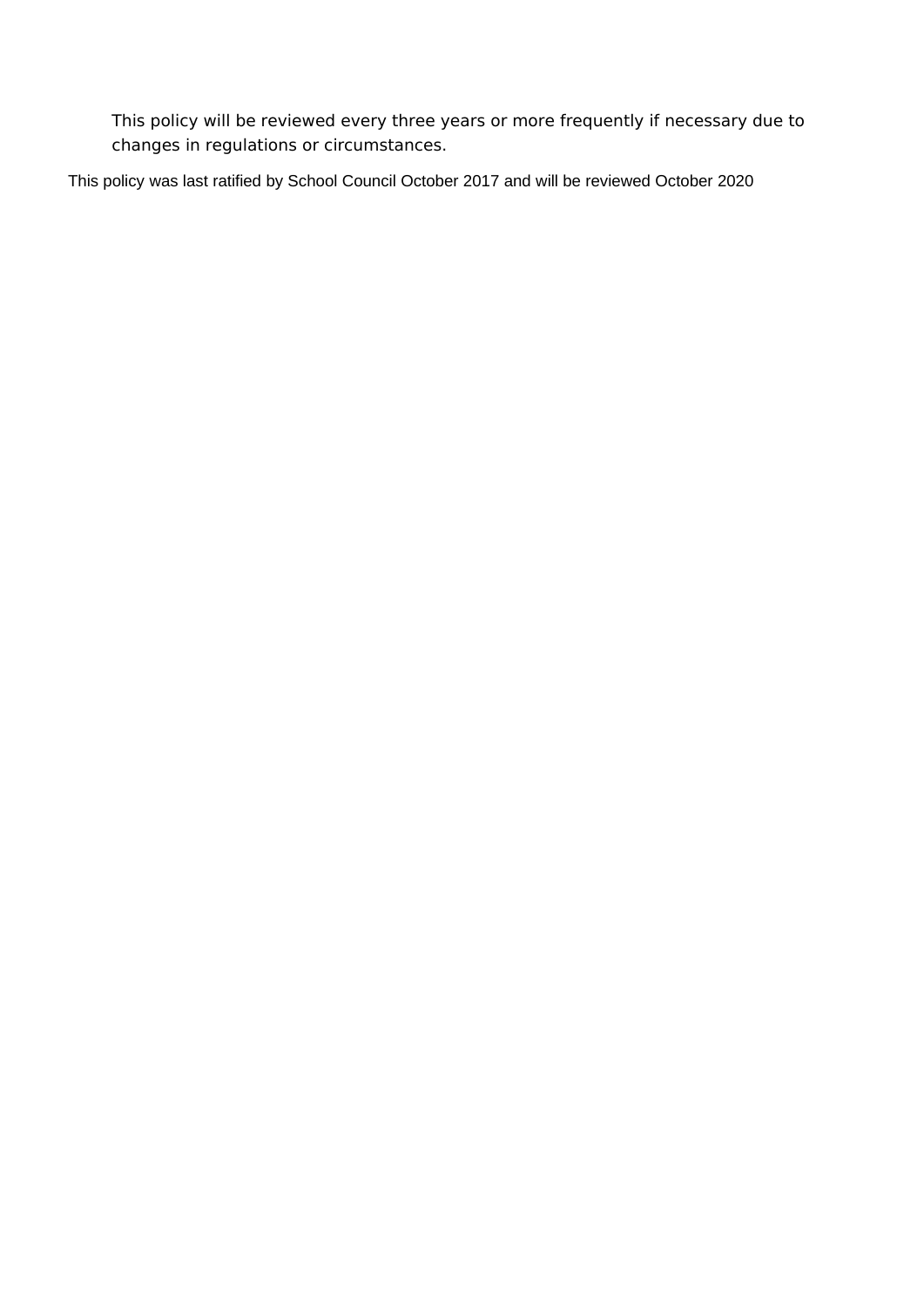This policy will be reviewed every three years or more frequently if necessary due to changes in regulations or circumstances.

This policy was last ratified by School Council October 2017 and will be reviewed October 2020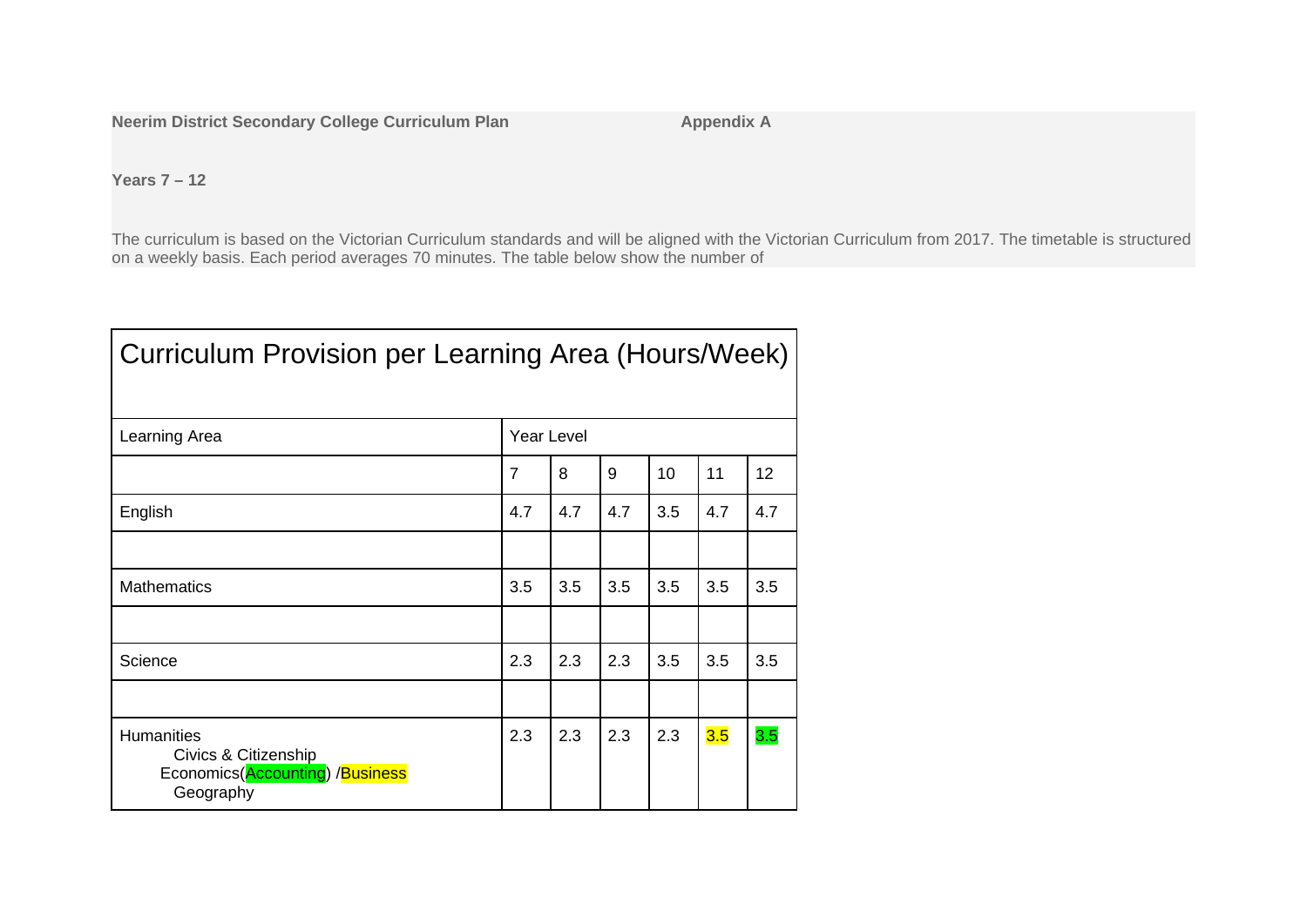**Neerim District Secondary College Curriculum Plan** **Appendix A**

**Years 7 – 12**

The curriculum is based on the Victorian Curriculum standards and will be aligned with the Victorian Curriculum from 2017. The timetable is structured on a weekly basis. Each period averages 70 minutes. The table below show the number of

| Curriculum Provision per Learning Area (Hours/Week) | | | | | | |
|---|---|---|---|---|---|---|
| Learning Area | Year Level | | | | | |
| | 7 | 8 | 9 | 10 | 11 | 12 |
| English | 4.7 | 4.7 | 4.7 | 3.5 | 4.7 | 4.7 |
| | | | | | | |
| Mathematics | 3.5 | 3.5 | 3.5 | 3.5 | 3.5 | 3.5 |
| | | | | | | |
| Science | 2.3 | 2.3 | 2.3 | 3.5 | 3.5 | 3.5 |
| | | | | | | |
| Humanities<br>Civics & Citizenship<br>Economics(Accounting) /Business<br>Geography | 2.3 | 2.3 | 2.3 | 2.3 | 3.5 | 3.5 |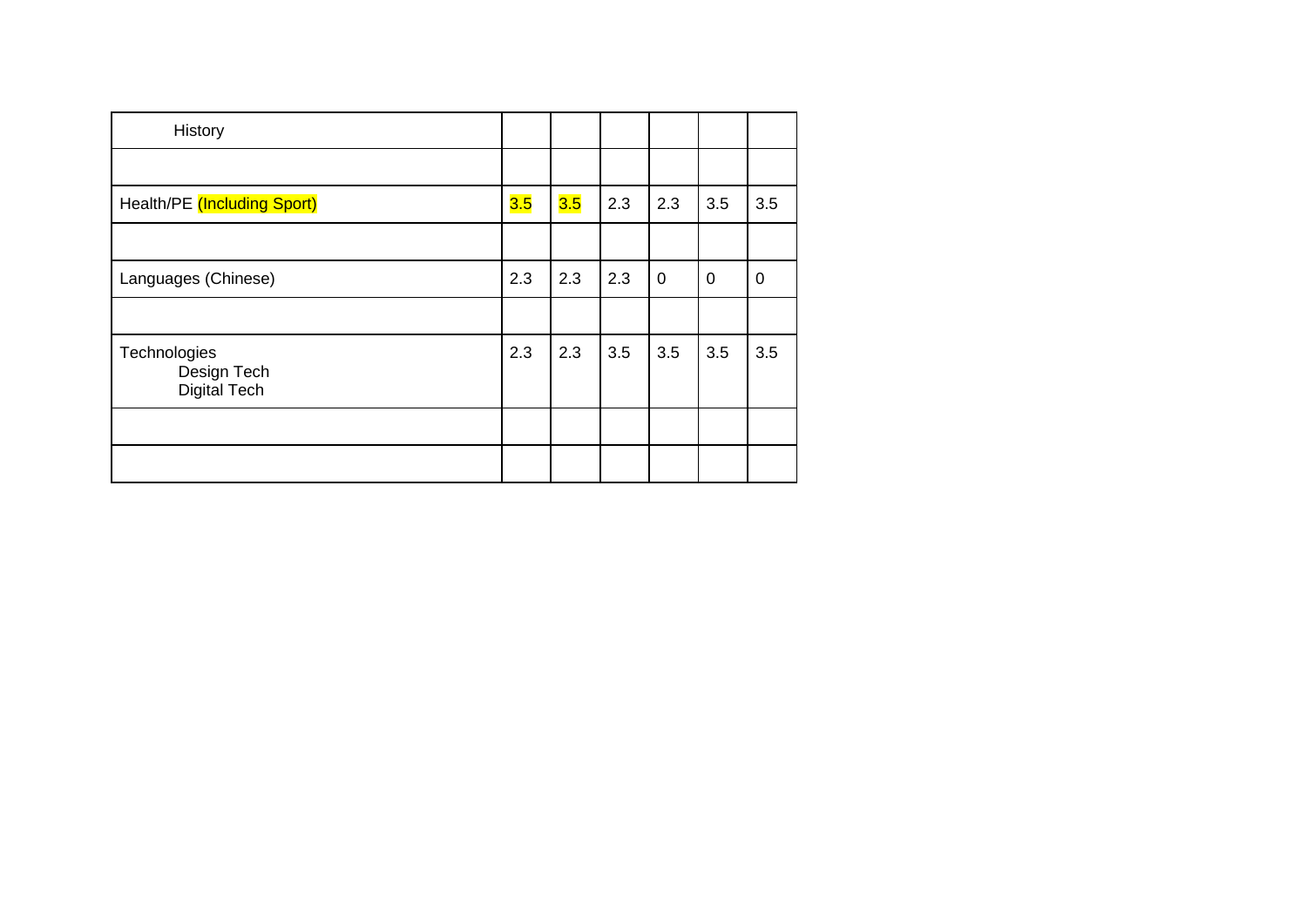| | | | | | | |
|---|---|---|---|---|---|---|
| History | | | | | | |
| | | | | | | |
| Health/PE (Including Sport) | 3.5 | 3.5 | 2.3 | 2.3 | 3.5 | 3.5 |
| | | | | | | |
| Languages (Chinese) | 2.3 | 2.3 | 2.3 | 0 | 0 | 0 |
| | | | | | | |
| Technologies<br>Design Tech<br>Digital Tech | 2.3 | 2.3 | 3.5 | 3.5 | 3.5 | 3.5 |
| | | | | | | |
| | | | | | | |